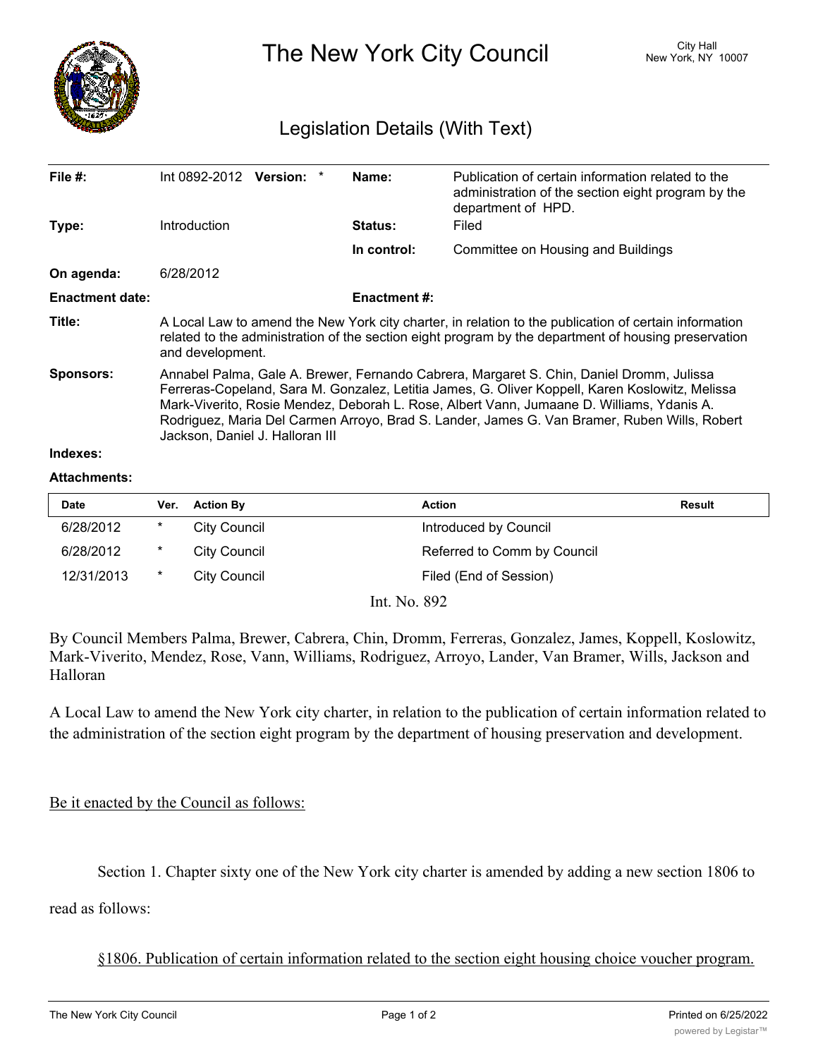# The New York City Council

City Hall
New York, NY 10007

## Legislation Details (With Text)

| | | | |
|---|---|---|---|
| **File #:** | Int 0892-2012 **Version:** * | **Name:** | Publication of certain information related to the administration of the section eight program by the department of HPD. |
| **Type:** | Introduction | **Status:** | Filed |
| | | **In control:** | Committee on Housing and Buildings |
| **On agenda:** | 6/28/2012 | | |
| **Enactment date:** | | **Enactment #:** | |

**Title:** A Local Law to amend the New York city charter, in relation to the publication of certain information related to the administration of the section eight program by the department of housing preservation and development.

**Sponsors:** Annabel Palma, Gale A. Brewer, Fernando Cabrera, Margaret S. Chin, Daniel Dromm, Julissa Ferreras-Copeland, Sara M. Gonzalez, Letitia James, G. Oliver Koppell, Karen Koslowitz, Melissa Mark-Viverito, Rosie Mendez, Deborah L. Rose, Albert Vann, Jumaane D. Williams, Ydanis A. Rodriguez, Maria Del Carmen Arroyo, Brad S. Lander, James G. Van Bramer, Ruben Wills, Robert Jackson, Daniel J. Halloran III

**Indexes:**

**Attachments:**

| Date | Ver. | Action By | Action | Result |
|---|---|---|---|---|
| 6/28/2012 | * | City Council | Introduced by Council | |
| 6/28/2012 | * | City Council | Referred to Comm by Council | |
| 12/31/2013 | * | City Council | Filed (End of Session) | |

Int. No. 892

By Council Members Palma, Brewer, Cabrera, Chin, Dromm, Ferreras, Gonzalez, James, Koppell, Koslowitz, Mark-Viverito, Mendez, Rose, Vann, Williams, Rodriguez, Arroyo, Lander, Van Bramer, Wills, Jackson and Halloran

A Local Law to amend the New York city charter, in relation to the publication of certain information related to the administration of the section eight program by the department of housing preservation and development.

<u>Be it enacted by the Council as follows:</u>

Section 1. Chapter sixty one of the New York city charter is amended by adding a new section 1806 to read as follows:

<u>§1806. Publication of certain information related to the section eight housing choice voucher program.</u>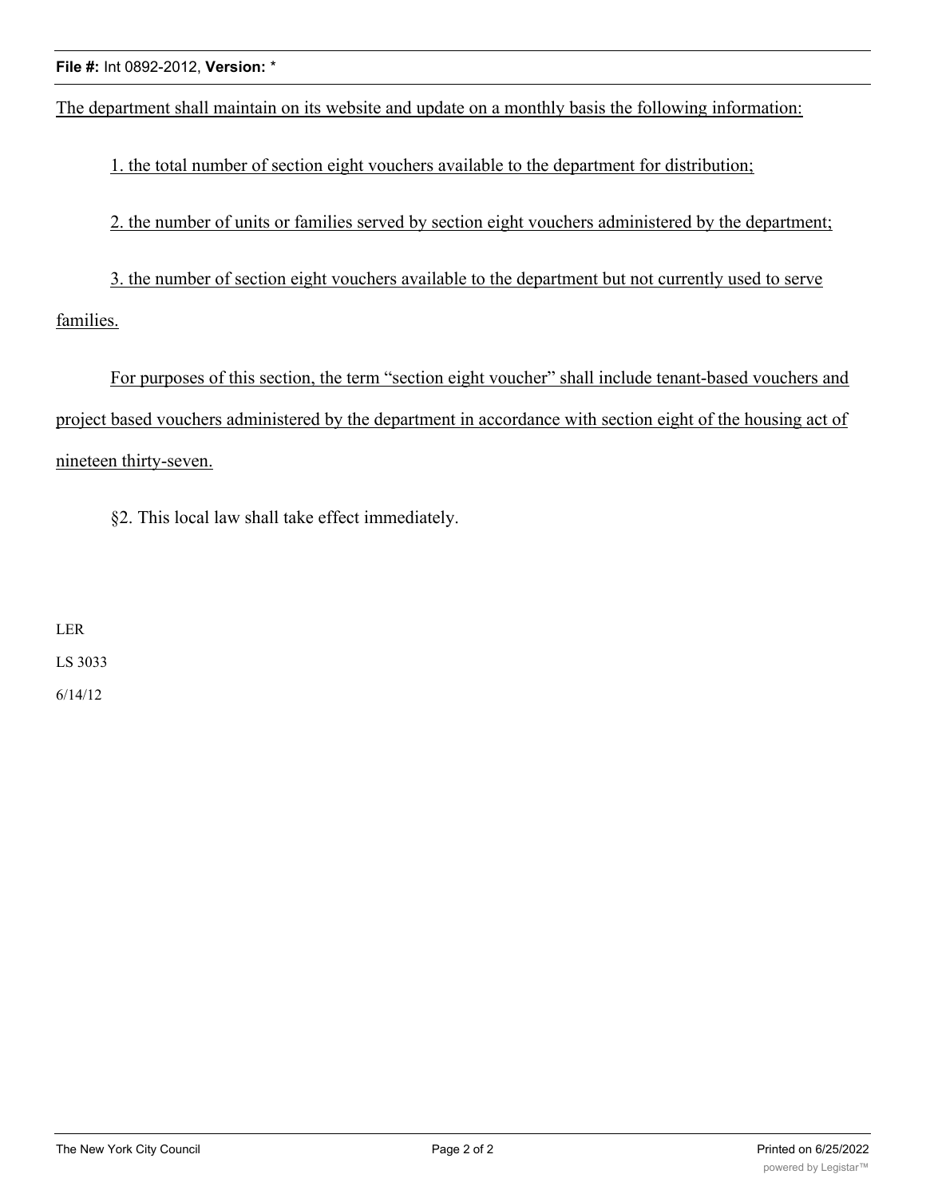The department shall maintain on its website and update on a monthly basis the following information:

1. the total number of section eight vouchers available to the department for distribution;

2. the number of units or families served by section eight vouchers administered by the department;

3. the number of section eight vouchers available to the department but not currently used to serve families.

For purposes of this section, the term "section eight voucher" shall include tenant-based vouchers and project based vouchers administered by the department in accordance with section eight of the housing act of nineteen thirty-seven.

§2. This local law shall take effect immediately.

LER

LS 3033

6/14/12